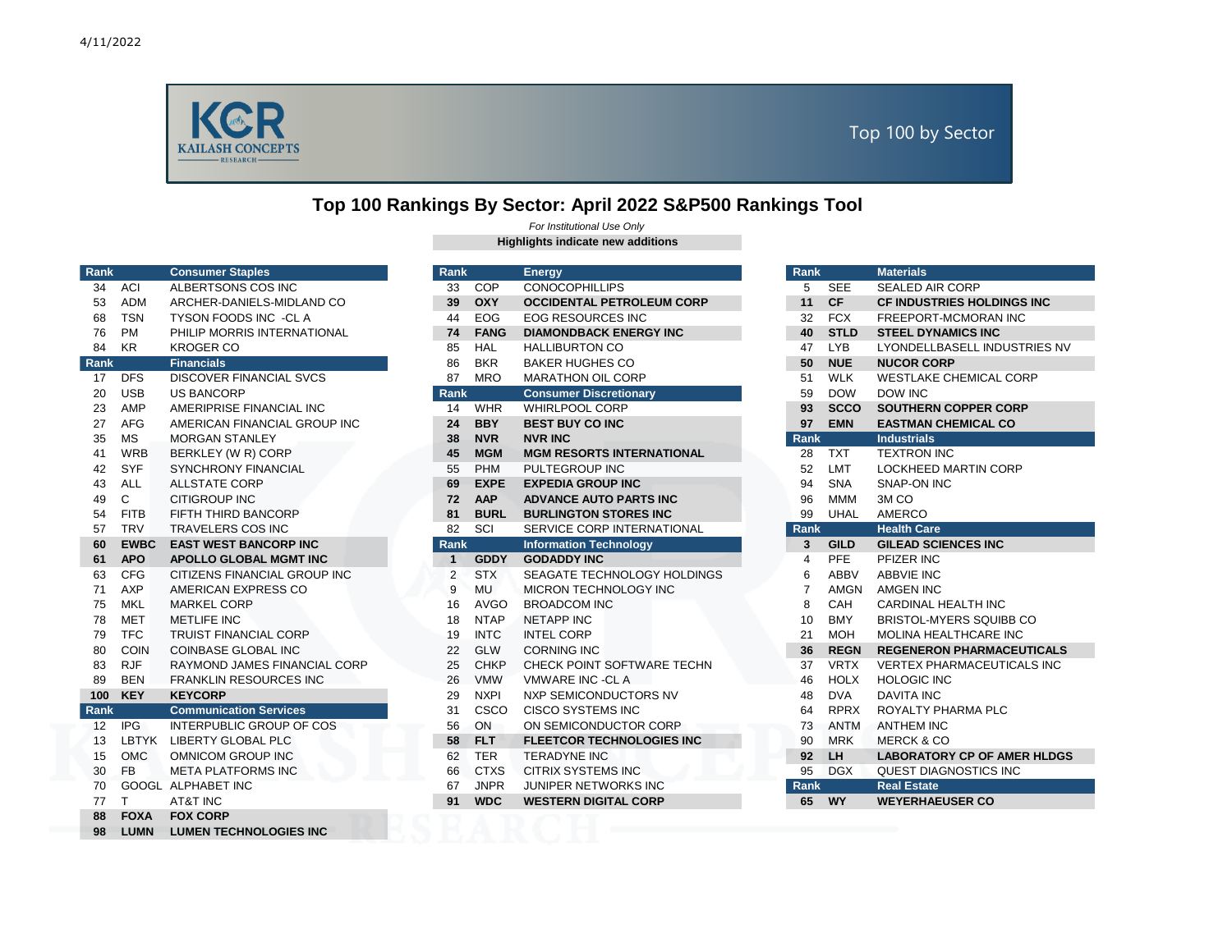4/11/2022

Top 100 by Sector

# Top 100 Rankings By Sector: April 2022 S&P500 Rankings Tool

*For Institutional Use Only*

**Highlights indicate new additions**

| Rank | | Consumer Staples |
|---|---|---|
| 34 | ACI | ALBERTSONS COS INC |
| 53 | ADM | ARCHER-DANIELS-MIDLAND CO |
| 68 | TSN | TYSON FOODS INC -CL A |
| 76 | PM | PHILIP MORRIS INTERNATIONAL |
| 84 | KR | KROGER CO |

| Rank | | Financials |
|---|---|---|
| 17 | DFS | DISCOVER FINANCIAL SVCS |
| 20 | USB | US BANCORP |
| 23 | AMP | AMERIPRISE FINANCIAL INC |
| 27 | AFG | AMERICAN FINANCIAL GROUP INC |
| 35 | MS | MORGAN STANLEY |
| 41 | WRB | BERKLEY (W R) CORP |
| 42 | SYF | SYNCHRONY FINANCIAL |
| 43 | ALL | ALLSTATE CORP |
| 49 | C | CITIGROUP INC |
| 54 | FITB | FIFTH THIRD BANCORP |
| 57 | TRV | TRAVELERS COS INC |
| **60** | **EWBC** | **EAST WEST BANCORP INC** |
| **61** | **APO** | **APOLLO GLOBAL MGMT INC** |
| 63 | CFG | CITIZENS FINANCIAL GROUP INC |
| 71 | AXP | AMERICAN EXPRESS CO |
| 75 | MKL | MARKEL CORP |
| 78 | MET | METLIFE INC |
| 79 | TFC | TRUIST FINANCIAL CORP |
| 80 | COIN | COINBASE GLOBAL INC |
| 83 | RJF | RAYMOND JAMES FINANCIAL CORP |
| 89 | BEN | FRANKLIN RESOURCES INC |
| **100** | **KEY** | **KEYCORP** |

| Rank | | Communication Services |
|---|---|---|
| 12 | IPG | INTERPUBLIC GROUP OF COS |
| 13 | LBTYK | LIBERTY GLOBAL PLC |
| 15 | OMC | OMNICOM GROUP INC |
| 30 | FB | META PLATFORMS INC |
| 70 | GOOGL | ALPHABET INC |
| 77 | T | AT&T INC |
| **88** | **FOXA** | **FOX CORP** |
| **98** | **LUMN** | **LUMEN TECHNOLOGIES INC** |

| Rank | | Energy |
|---|---|---|
| 33 | COP | CONOCOPHILLIPS |
| **39** | **OXY** | **OCCIDENTAL PETROLEUM CORP** |
| 44 | EOG | EOG RESOURCES INC |
| **74** | **FANG** | **DIAMONDBACK ENERGY INC** |
| 85 | HAL | HALLIBURTON CO |
| 86 | BKR | BAKER HUGHES CO |
| 87 | MRO | MARATHON OIL CORP |

| Rank | | Consumer Discretionary |
|---|---|---|
| 14 | WHR | WHIRLPOOL CORP |
| **24** | **BBY** | **BEST BUY CO INC** |
| **38** | **NVR** | **NVR INC** |
| **45** | **MGM** | **MGM RESORTS INTERNATIONAL** |
| 55 | PHM | PULTEGROUP INC |
| **69** | **EXPE** | **EXPEDIA GROUP INC** |
| **72** | **AAP** | **ADVANCE AUTO PARTS INC** |
| **81** | **BURL** | **BURLINGTON STORES INC** |
| 82 | SCI | SERVICE CORP INTERNATIONAL |

| Rank | | Information Technology |
|---|---|---|
| **1** | **GDDY** | **GODADDY INC** |
| 2 | STX | SEAGATE TECHNOLOGY HOLDINGS |
| 9 | MU | MICRON TECHNOLOGY INC |
| 16 | AVGO | BROADCOM INC |
| 18 | NTAP | NETAPP INC |
| 19 | INTC | INTEL CORP |
| 22 | GLW | CORNING INC |
| 25 | CHKP | CHECK POINT SOFTWARE TECHN |
| 26 | VMW | VMWARE INC -CL A |
| 29 | NXPI | NXP SEMICONDUCTORS NV |
| 31 | CSCO | CISCO SYSTEMS INC |
| 56 | ON | ON SEMICONDUCTOR CORP |
| **58** | **FLT** | **FLEETCOR TECHNOLOGIES INC** |
| 62 | TER | TERADYNE INC |
| 66 | CTXS | CITRIX SYSTEMS INC |
| 67 | JNPR | JUNIPER NETWORKS INC |
| **91** | **WDC** | **WESTERN DIGITAL CORP** |

| Rank | | Materials |
|---|---|---|
| 5 | SEE | SEALED AIR CORP |
| **11** | **CF** | **CF INDUSTRIES HOLDINGS INC** |
| 32 | FCX | FREEPORT-MCMORAN INC |
| **40** | **STLD** | **STEEL DYNAMICS INC** |
| 47 | LYB | LYONDELLBASELL INDUSTRIES NV |
| **50** | **NUE** | **NUCOR CORP** |
| 51 | WLK | WESTLAKE CHEMICAL CORP |
| 59 | DOW | DOW INC |
| **93** | **SCCO** | **SOUTHERN COPPER CORP** |
| **97** | **EMN** | **EASTMAN CHEMICAL CO** |

| Rank | | Industrials |
|---|---|---|
| 28 | TXT | TEXTRON INC |
| 52 | LMT | LOCKHEED MARTIN CORP |
| 94 | SNA | SNAP-ON INC |
| 96 | MMM | 3M CO |
| 99 | UHAL | AMERCO |

| Rank | | Health Care |
|---|---|---|
| **3** | **GILD** | **GILEAD SCIENCES INC** |
| 4 | PFE | PFIZER INC |
| 6 | ABBV | ABBVIE INC |
| 7 | AMGN | AMGEN INC |
| 8 | CAH | CARDINAL HEALTH INC |
| 10 | BMY | BRISTOL-MYERS SQUIBB CO |
| 21 | MOH | MOLINA HEALTHCARE INC |
| **36** | **REGN** | **REGENERON PHARMACEUTICALS** |
| 37 | VRTX | VERTEX PHARMACEUTICALS INC |
| 46 | HOLX | HOLOGIC INC |
| 48 | DVA | DAVITA INC |
| 64 | RPRX | ROYALTY PHARMA PLC |
| 73 | ANTM | ANTHEM INC |
| 90 | MRK | MERCK & CO |
| **92** | **LH** | **LABORATORY CP OF AMER HLDGS** |
| 95 | DGX | QUEST DIAGNOSTICS INC |

| Rank | | Real Estate |
|---|---|---|
| **65** | **WY** | **WEYERHAEUSER CO** |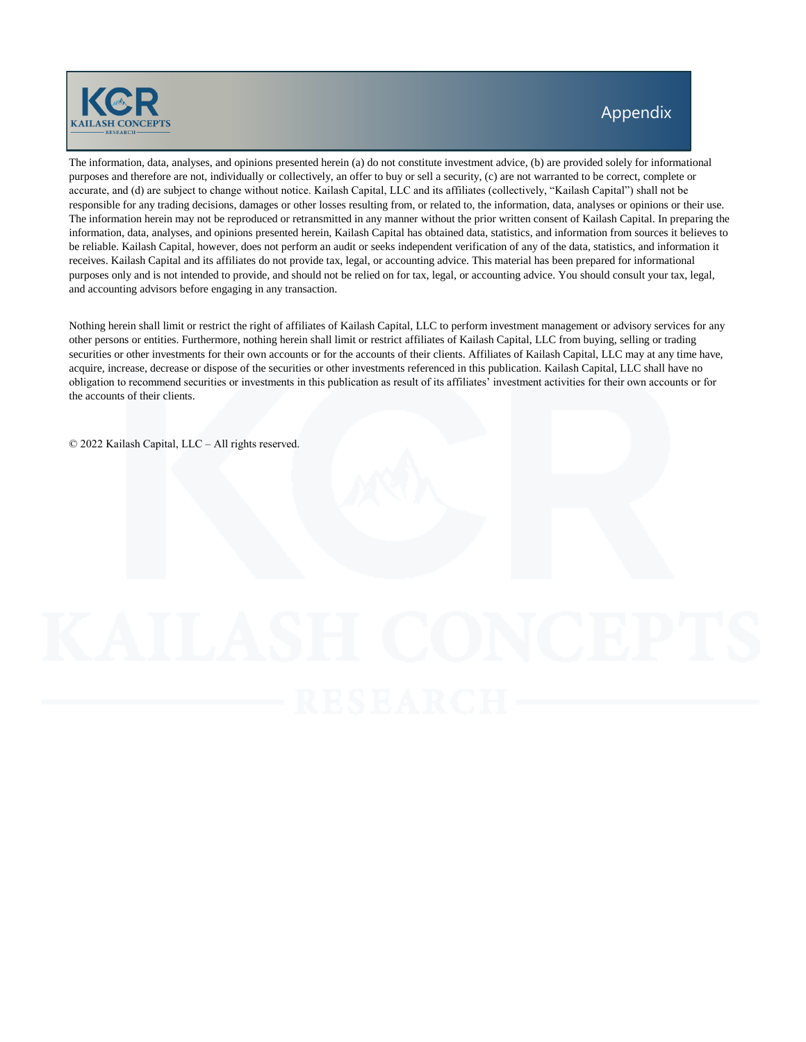# Appendix

The information, data, analyses, and opinions presented herein (a) do not constitute investment advice, (b) are provided solely for informational purposes and therefore are not, individually or collectively, an offer to buy or sell a security, (c) are not warranted to be correct, complete or accurate, and (d) are subject to change without notice. Kailash Capital, LLC and its affiliates (collectively, "Kailash Capital") shall not be responsible for any trading decisions, damages or other losses resulting from, or related to, the information, data, analyses or opinions or their use. The information herein may not be reproduced or retransmitted in any manner without the prior written consent of Kailash Capital. In preparing the information, data, analyses, and opinions presented herein, Kailash Capital has obtained data, statistics, and information from sources it believes to be reliable. Kailash Capital, however, does not perform an audit or seeks independent verification of any of the data, statistics, and information it receives. Kailash Capital and its affiliates do not provide tax, legal, or accounting advice. This material has been prepared for informational purposes only and is not intended to provide, and should not be relied on for tax, legal, or accounting advice. You should consult your tax, legal, and accounting advisors before engaging in any transaction.

Nothing herein shall limit or restrict the right of affiliates of Kailash Capital, LLC to perform investment management or advisory services for any other persons or entities. Furthermore, nothing herein shall limit or restrict affiliates of Kailash Capital, LLC from buying, selling or trading securities or other investments for their own accounts or for the accounts of their clients. Affiliates of Kailash Capital, LLC may at any time have, acquire, increase, decrease or dispose of the securities or other investments referenced in this publication. Kailash Capital, LLC shall have no obligation to recommend securities or investments in this publication as result of its affiliates' investment activities for their own accounts or for the accounts of their clients.

© 2022 Kailash Capital, LLC – All rights reserved.